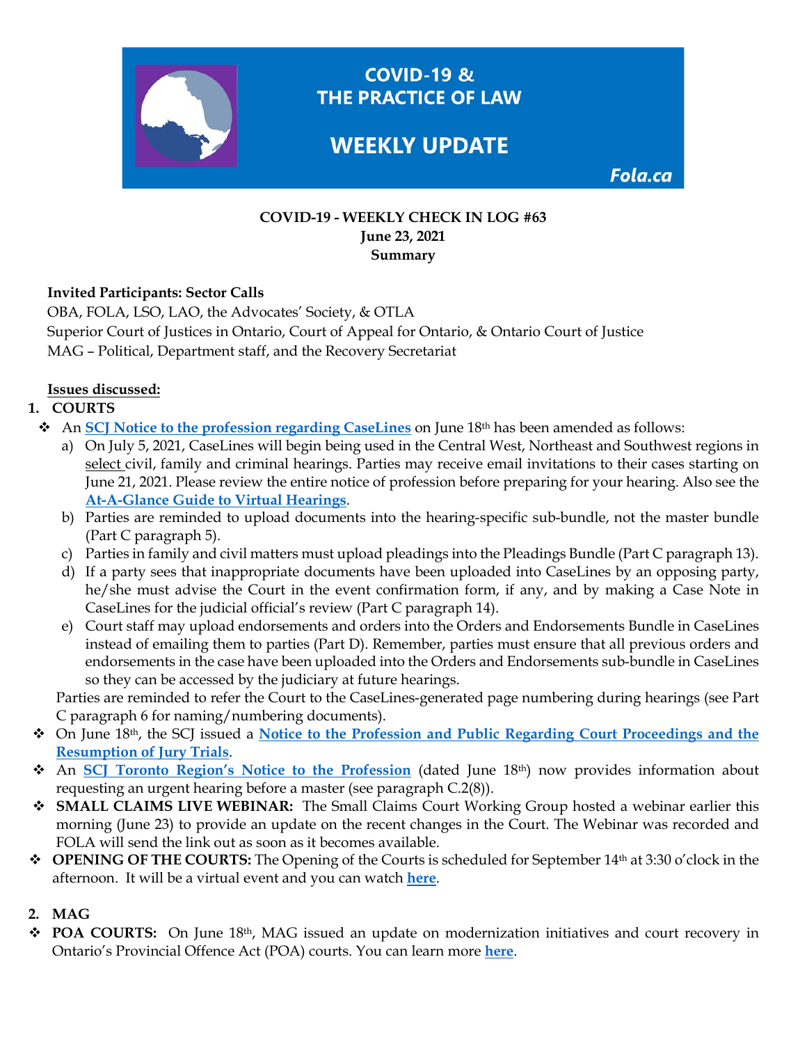**COVID-19 & THE PRACTICE OF LAW**

**WEEKLY UPDATE**

**Fola.ca**

**COVID-19 - WEEKLY CHECK IN LOG #63**
**June 23, 2021**
**Summary**

**Invited Participants: Sector Calls**
OBA, FOLA, LSO, LAO, the Advocates' Society, & OTLA
Superior Court of Justices in Ontario, Court of Appeal for Ontario, & Ontario Court of Justice
MAG – Political, Department staff, and the Recovery Secretariat

**Issues discussed:**

1. **COURTS**

- An **SCJ Notice to the profession regarding CaseLines** on June 18th has been amended as follows:
  a) On July 5, 2021, CaseLines will begin being used in the Central West, Northeast and Southwest regions in select civil, family and criminal hearings. Parties may receive email invitations to their cases starting on June 21, 2021. Please review the entire notice of profession before preparing for your hearing. Also see the **At-A-Glance Guide to Virtual Hearings**.
  b) Parties are reminded to upload documents into the hearing-specific sub-bundle, not the master bundle (Part C paragraph 5).
  c) Parties in family and civil matters must upload pleadings into the Pleadings Bundle (Part C paragraph 13).
  d) If a party sees that inappropriate documents have been uploaded into CaseLines by an opposing party, he/she must advise the Court in the event confirmation form, if any, and by making a Case Note in CaseLines for the judicial official's review (Part C paragraph 14).
  e) Court staff may upload endorsements and orders into the Orders and Endorsements Bundle in CaseLines instead of emailing them to parties (Part D). Remember, parties must ensure that all previous orders and endorsements in the case have been uploaded into the Orders and Endorsements sub-bundle in CaseLines so they can be accessed by the judiciary at future hearings.

  Parties are reminded to refer the Court to the CaseLines-generated page numbering during hearings (see Part C paragraph 6 for naming/numbering documents).
- On June 18th, the SCJ issued a **Notice to the Profession and Public Regarding Court Proceedings and the Resumption of Jury Trials**.
- An **SCJ Toronto Region's Notice to the Profession** (dated June 18th) now provides information about requesting an urgent hearing before a master (see paragraph C.2(8)).
- **SMALL CLAIMS LIVE WEBINAR:** The Small Claims Court Working Group hosted a webinar earlier this morning (June 23) to provide an update on the recent changes in the Court. The Webinar was recorded and FOLA will send the link out as soon as it becomes available.
- **OPENING OF THE COURTS:** The Opening of the Courts is scheduled for September 14th at 3:30 o'clock in the afternoon. It will be a virtual event and you can watch **here**.

2. **MAG**

- **POA COURTS:** On June 18th, MAG issued an update on modernization initiatives and court recovery in Ontario's Provincial Offence Act (POA) courts. You can learn more **here**.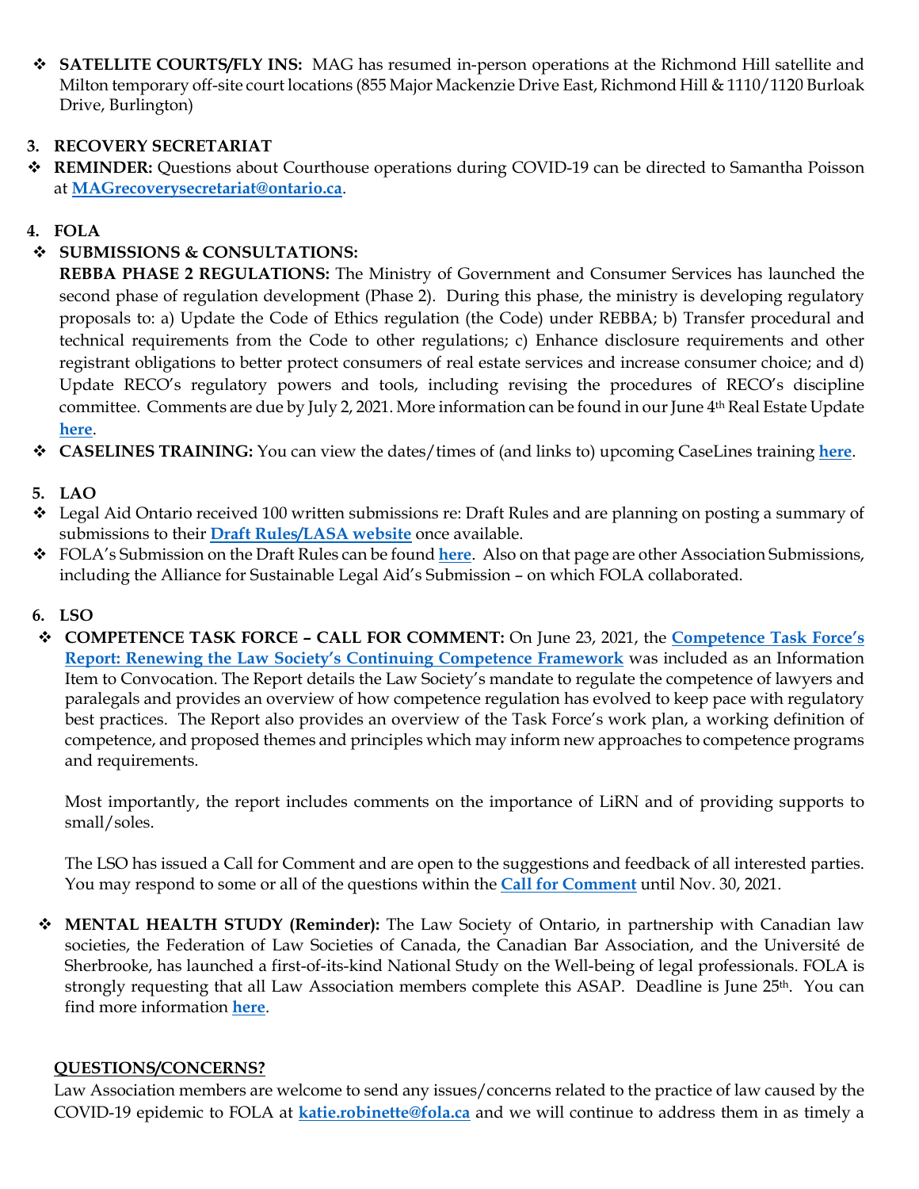- **SATELLITE COURTS/FLY INS:** MAG has resumed in-person operations at the Richmond Hill satellite and Milton temporary off-site court locations (855 Major Mackenzie Drive East, Richmond Hill & 1110/1120 Burloak Drive, Burlington)

**3. RECOVERY SECRETARIAT**

- **REMINDER:** Questions about Courthouse operations during COVID-19 can be directed to Samantha Poisson at **MAGrecoverysecretariat@ontario.ca**.

**4. FOLA**

- **SUBMISSIONS & CONSULTATIONS:**
  **REBBA PHASE 2 REGULATIONS:** The Ministry of Government and Consumer Services has launched the second phase of regulation development (Phase 2). During this phase, the ministry is developing regulatory proposals to: a) Update the Code of Ethics regulation (the Code) under REBBA; b) Transfer procedural and technical requirements from the Code to other regulations; c) Enhance disclosure requirements and other registrant obligations to better protect consumers of real estate services and increase consumer choice; and d) Update RECO's regulatory powers and tools, including revising the procedures of RECO's discipline committee. Comments are due by July 2, 2021. More information can be found in our June 4th Real Estate Update **here**.
- **CASELINES TRAINING:** You can view the dates/times of (and links to) upcoming CaseLines training **here**.

**5. LAO**

- Legal Aid Ontario received 100 written submissions re: Draft Rules and are planning on posting a summary of submissions to their **Draft Rules/LASA website** once available.
- FOLA's Submission on the Draft Rules can be found **here**. Also on that page are other Association Submissions, including the Alliance for Sustainable Legal Aid's Submission – on which FOLA collaborated.

**6. LSO**

- **COMPETENCE TASK FORCE – CALL FOR COMMENT:** On June 23, 2021, the **Competence Task Force's Report: Renewing the Law Society's Continuing Competence Framework** was included as an Information Item to Convocation. The Report details the Law Society's mandate to regulate the competence of lawyers and paralegals and provides an overview of how competence regulation has evolved to keep pace with regulatory best practices. The Report also provides an overview of the Task Force's work plan, a working definition of competence, and proposed themes and principles which may inform new approaches to competence programs and requirements.

  Most importantly, the report includes comments on the importance of LiRN and of providing supports to small/soles.

  The LSO has issued a Call for Comment and are open to the suggestions and feedback of all interested parties. You may respond to some or all of the questions within the **Call for Comment** until Nov. 30, 2021.

- **MENTAL HEALTH STUDY (Reminder):** The Law Society of Ontario, in partnership with Canadian law societies, the Federation of Law Societies of Canada, the Canadian Bar Association, and the Université de Sherbrooke, has launched a first-of-its-kind National Study on the Well-being of legal professionals. FOLA is strongly requesting that all Law Association members complete this ASAP. Deadline is June 25th. You can find more information **here**.

**QUESTIONS/CONCERNS?**

Law Association members are welcome to send any issues/concerns related to the practice of law caused by the COVID-19 epidemic to FOLA at **katie.robinette@fola.ca** and we will continue to address them in as timely a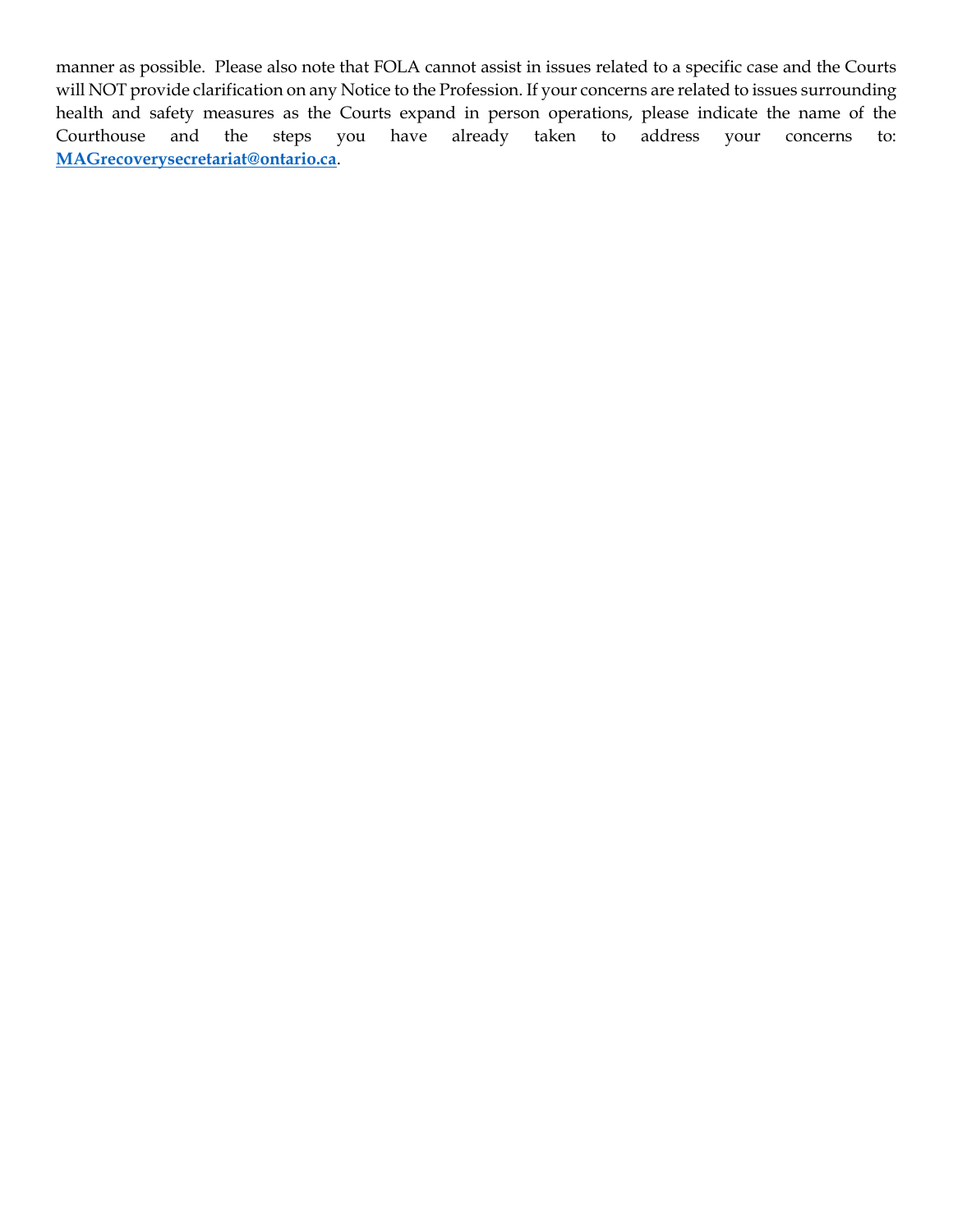manner as possible. Please also note that FOLA cannot assist in issues related to a specific case and the Courts will NOT provide clarification on any Notice to the Profession. If your concerns are related to issues surrounding health and safety measures as the Courts expand in person operations, please indicate the name of the Courthouse and the steps you have already taken to address your concerns to: **MAGrecoverysecretariat@ontario.ca**.